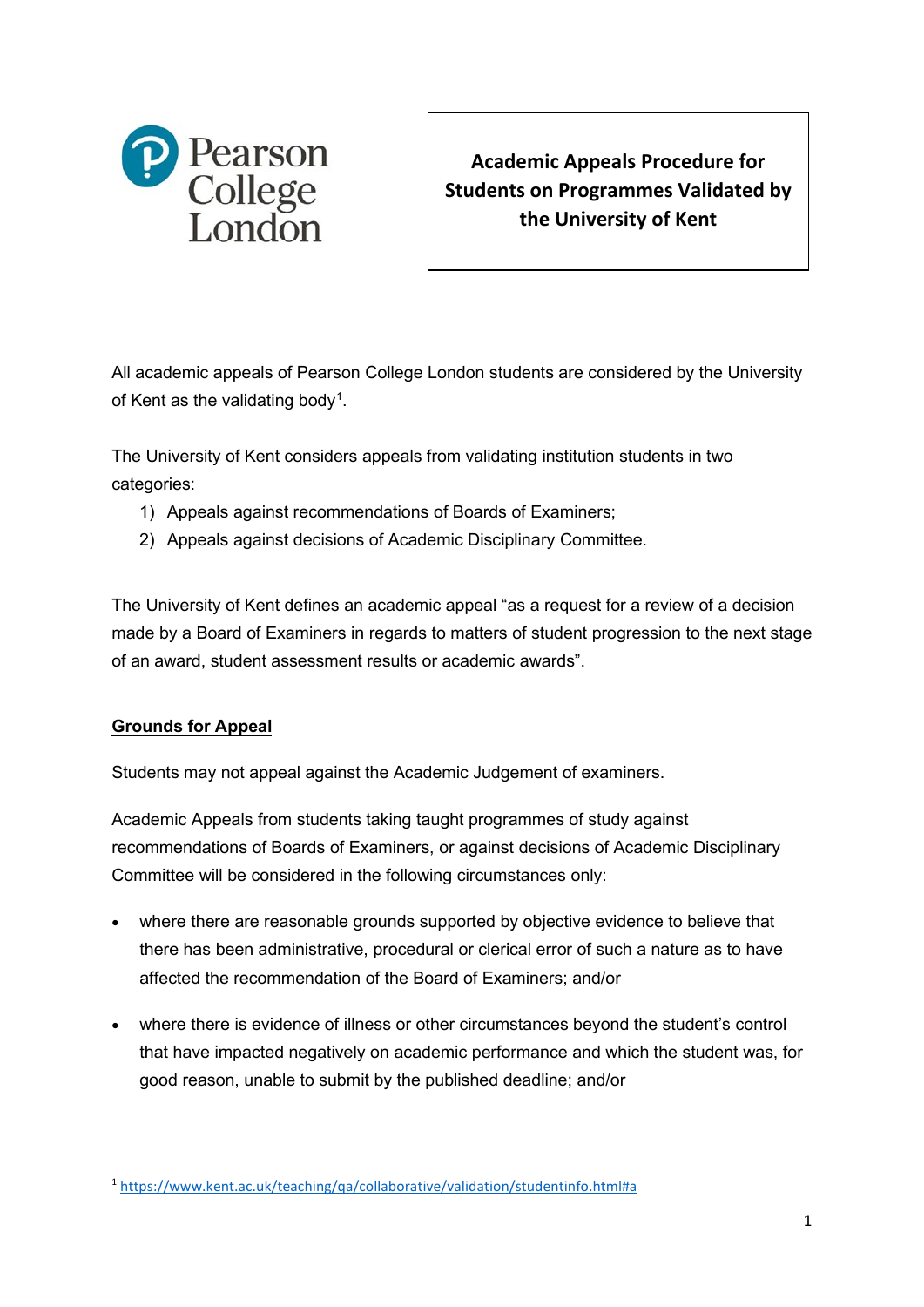Pearson College London

# Academic Appeals Procedure for Students on Programmes Validated by the University of Kent

All academic appeals of Pearson College London students are considered by the University of Kent as the validating body[1].

The University of Kent considers appeals from validating institution students in two categories:

1) Appeals against recommendations of Boards of Examiners;
2) Appeals against decisions of Academic Disciplinary Committee.

The University of Kent defines an academic appeal "as a request for a review of a decision made by a Board of Examiners in regards to matters of student progression to the next stage of an award, student assessment results or academic awards".

## Grounds for Appeal

Students may not appeal against the Academic Judgement of examiners.

Academic Appeals from students taking taught programmes of study against recommendations of Boards of Examiners, or against decisions of Academic Disciplinary Committee will be considered in the following circumstances only:

- where there are reasonable grounds supported by objective evidence to believe that there has been administrative, procedural or clerical error of such a nature as to have affected the recommendation of the Board of Examiners; and/or

- where there is evidence of illness or other circumstances beyond the student's control that have impacted negatively on academic performance and which the student was, for good reason, unable to submit by the published deadline; and/or

---

[1] https://www.kent.ac.uk/teaching/qa/collaborative/validation/studentinfo.html#a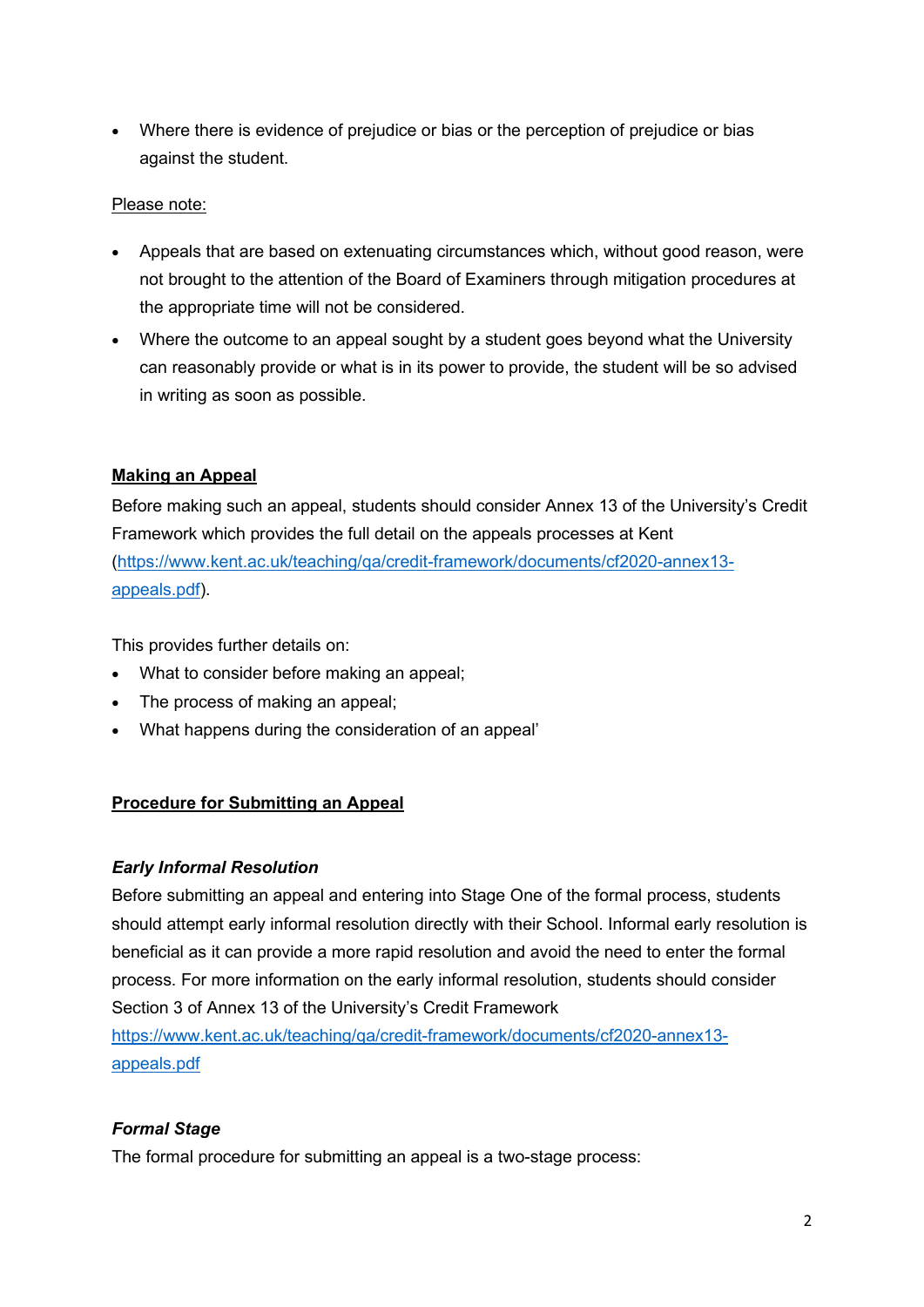- Where there is evidence of prejudice or bias or the perception of prejudice or bias against the student.

Please note:

- Appeals that are based on extenuating circumstances which, without good reason, were not brought to the attention of the Board of Examiners through mitigation procedures at the appropriate time will not be considered.
- Where the outcome to an appeal sought by a student goes beyond what the University can reasonably provide or what is in its power to provide, the student will be so advised in writing as soon as possible.

## Making an Appeal

Before making such an appeal, students should consider Annex 13 of the University's Credit Framework which provides the full detail on the appeals processes at Kent (https://www.kent.ac.uk/teaching/qa/credit-framework/documents/cf2020-annex13-appeals.pdf).

This provides further details on:

- What to consider before making an appeal;
- The process of making an appeal;
- What happens during the consideration of an appeal'

## Procedure for Submitting an Appeal

### *Early Informal Resolution*

Before submitting an appeal and entering into Stage One of the formal process, students should attempt early informal resolution directly with their School. Informal early resolution is beneficial as it can provide a more rapid resolution and avoid the need to enter the formal process. For more information on the early informal resolution, students should consider Section 3 of Annex 13 of the University's Credit Framework https://www.kent.ac.uk/teaching/qa/credit-framework/documents/cf2020-annex13-appeals.pdf

### *Formal Stage*

The formal procedure for submitting an appeal is a two-stage process: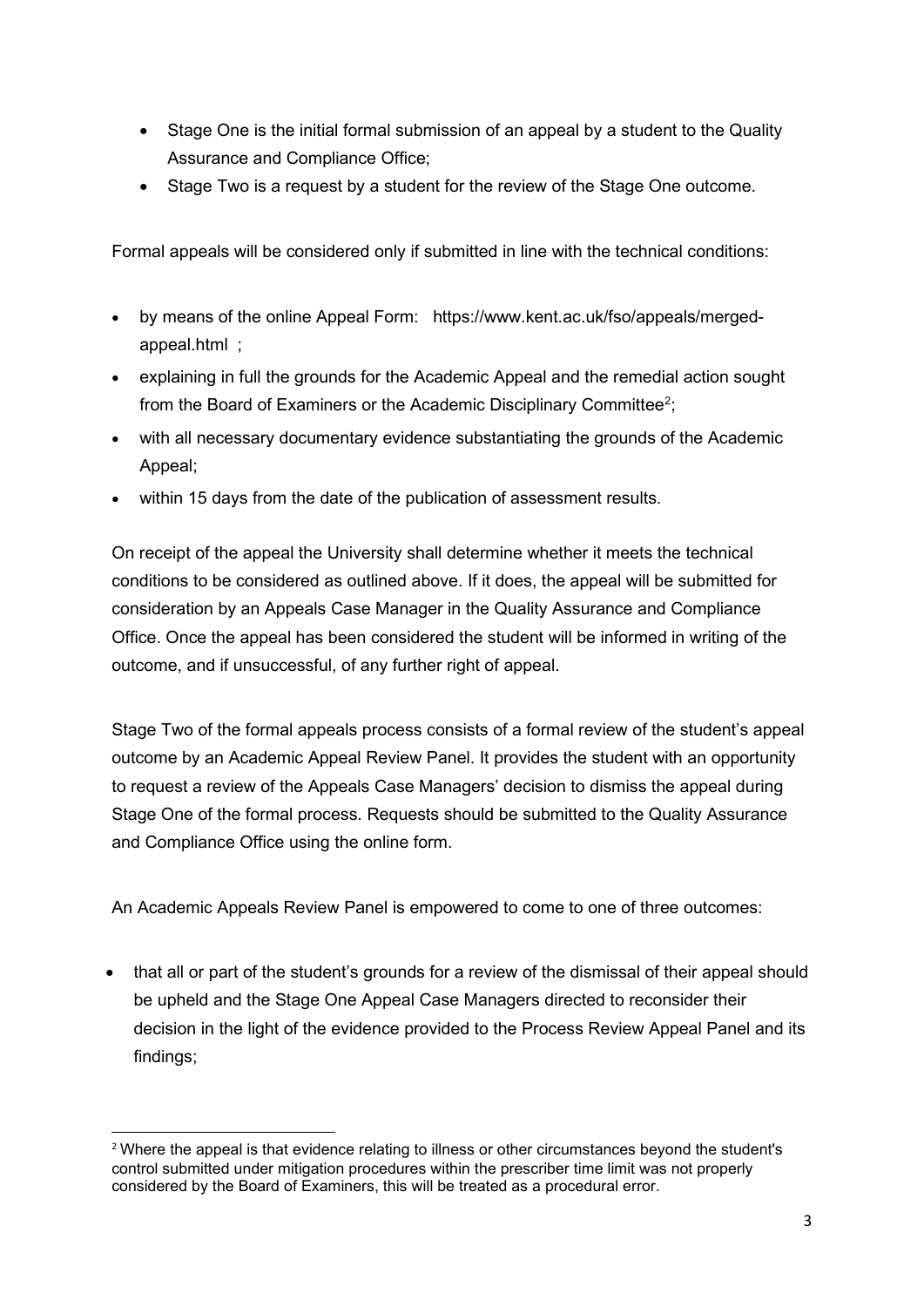- Stage One is the initial formal submission of an appeal by a student to the Quality Assurance and Compliance Office;
- Stage Two is a request by a student for the review of the Stage One outcome.

Formal appeals will be considered only if submitted in line with the technical conditions:

- by means of the online Appeal Form: https://www.kent.ac.uk/fso/appeals/merged-appeal.html ;
- explaining in full the grounds for the Academic Appeal and the remedial action sought from the Board of Examiners or the Academic Disciplinary Committee[2];
- with all necessary documentary evidence substantiating the grounds of the Academic Appeal;
- within 15 days from the date of the publication of assessment results.

On receipt of the appeal the University shall determine whether it meets the technical conditions to be considered as outlined above. If it does, the appeal will be submitted for consideration by an Appeals Case Manager in the Quality Assurance and Compliance Office. Once the appeal has been considered the student will be informed in writing of the outcome, and if unsuccessful, of any further right of appeal.

Stage Two of the formal appeals process consists of a formal review of the student's appeal outcome by an Academic Appeal Review Panel. It provides the student with an opportunity to request a review of the Appeals Case Managers' decision to dismiss the appeal during Stage One of the formal process. Requests should be submitted to the Quality Assurance and Compliance Office using the online form.

An Academic Appeals Review Panel is empowered to come to one of three outcomes:

- that all or part of the student's grounds for a review of the dismissal of their appeal should be upheld and the Stage One Appeal Case Managers directed to reconsider their decision in the light of the evidence provided to the Process Review Appeal Panel and its findings;

[2] Where the appeal is that evidence relating to illness or other circumstances beyond the student's control submitted under mitigation procedures within the prescriber time limit was not properly considered by the Board of Examiners, this will be treated as a procedural error.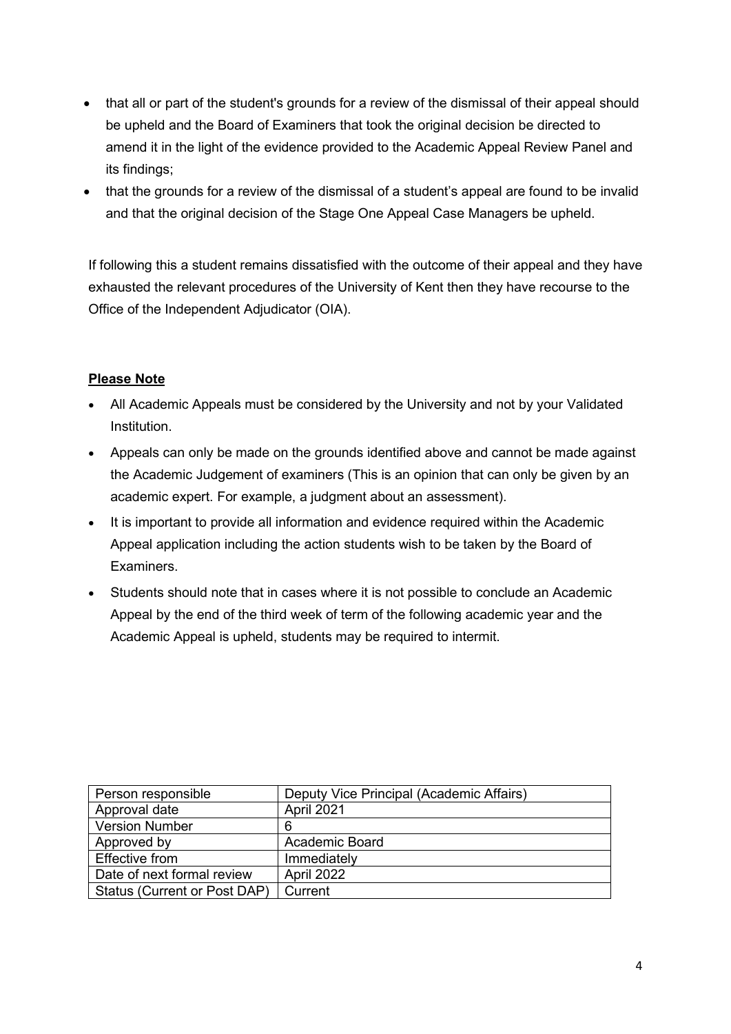- that all or part of the student's grounds for a review of the dismissal of their appeal should be upheld and the Board of Examiners that took the original decision be directed to amend it in the light of the evidence provided to the Academic Appeal Review Panel and its findings;
- that the grounds for a review of the dismissal of a student's appeal are found to be invalid and that the original decision of the Stage One Appeal Case Managers be upheld.

If following this a student remains dissatisfied with the outcome of their appeal and they have exhausted the relevant procedures of the University of Kent then they have recourse to the Office of the Independent Adjudicator (OIA).

**Please Note**

- All Academic Appeals must be considered by the University and not by your Validated Institution.
- Appeals can only be made on the grounds identified above and cannot be made against the Academic Judgement of examiners (This is an opinion that can only be given by an academic expert. For example, a judgment about an assessment).
- It is important to provide all information and evidence required within the Academic Appeal application including the action students wish to be taken by the Board of Examiners.
- Students should note that in cases where it is not possible to conclude an Academic Appeal by the end of the third week of term of the following academic year and the Academic Appeal is upheld, students may be required to intermit.

| | |
|---|---|
| Person responsible | Deputy Vice Principal (Academic Affairs) |
| Approval date | April 2021 |
| Version Number | 6 |
| Approved by | Academic Board |
| Effective from | Immediately |
| Date of next formal review | April 2022 |
| Status (Current or Post DAP) | Current |